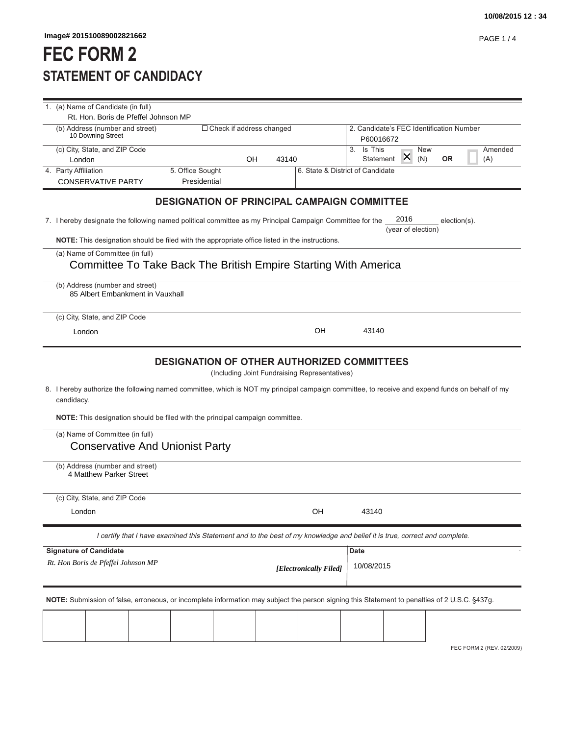Image# 201510089002821662

# FEC FORM 2

## STATEMENT OF CANDIDACY

1. (a) Name of Candidate (in full)
   Rt. Hon. Boris de Pfeffel Johnson MP

   (b) Address (number and street)
   10 Downing Street

   ☐ Check if address changed

   (c) City, State, and ZIP Code
   London OH 43140

2. Candidate's FEC Identification Number
   P60016672

3. Is This Statement ☒ New (N) **OR** ☐ Amended (A)

4. Party Affiliation
   CONSERVATIVE PARTY

5. Office Sought
   Presidential

6. State & District of Candidate

### DESIGNATION OF PRINCIPAL CAMPAIGN COMMITTEE

7. I hereby designate the following named political committee as my Principal Campaign Committee for the 2016 (year of election) election(s).

**NOTE:** This designation should be filed with the appropriate office listed in the instructions.

(a) Name of Committee (in full)
Committee To Take Back The British Empire Starting With America

(b) Address (number and street)
85 Albert Embankment in Vauxhall

(c) City, State, and ZIP Code
London OH 43140

### DESIGNATION OF OTHER AUTHORIZED COMMITTEES

(Including Joint Fundraising Representatives)

8. I hereby authorize the following named committee, which is NOT my principal campaign committee, to receive and expend funds on behalf of my candidacy.

**NOTE:** This designation should be filed with the principal campaign committee.

(a) Name of Committee (in full)
Conservative And Unionist Party

(b) Address (number and street)
4 Matthew Parker Street

(c) City, State, and ZIP Code
London OH 43140

*I certify that I have examined this Statement and to the best of my knowledge and belief it is true, correct and complete.*

| Signature of Candidate | | Date |
|---|---|---|
| *Rt. Hon Boris de Pfeffel Johnson MP* | *[Electronically Filed]* | 10/08/2015 |

**NOTE:** Submission of false, erroneous, or incomplete information may subject the person signing this Statement to penalties of 2 U.S.C. §437g.

FEC FORM 2 (REV. 02/2009)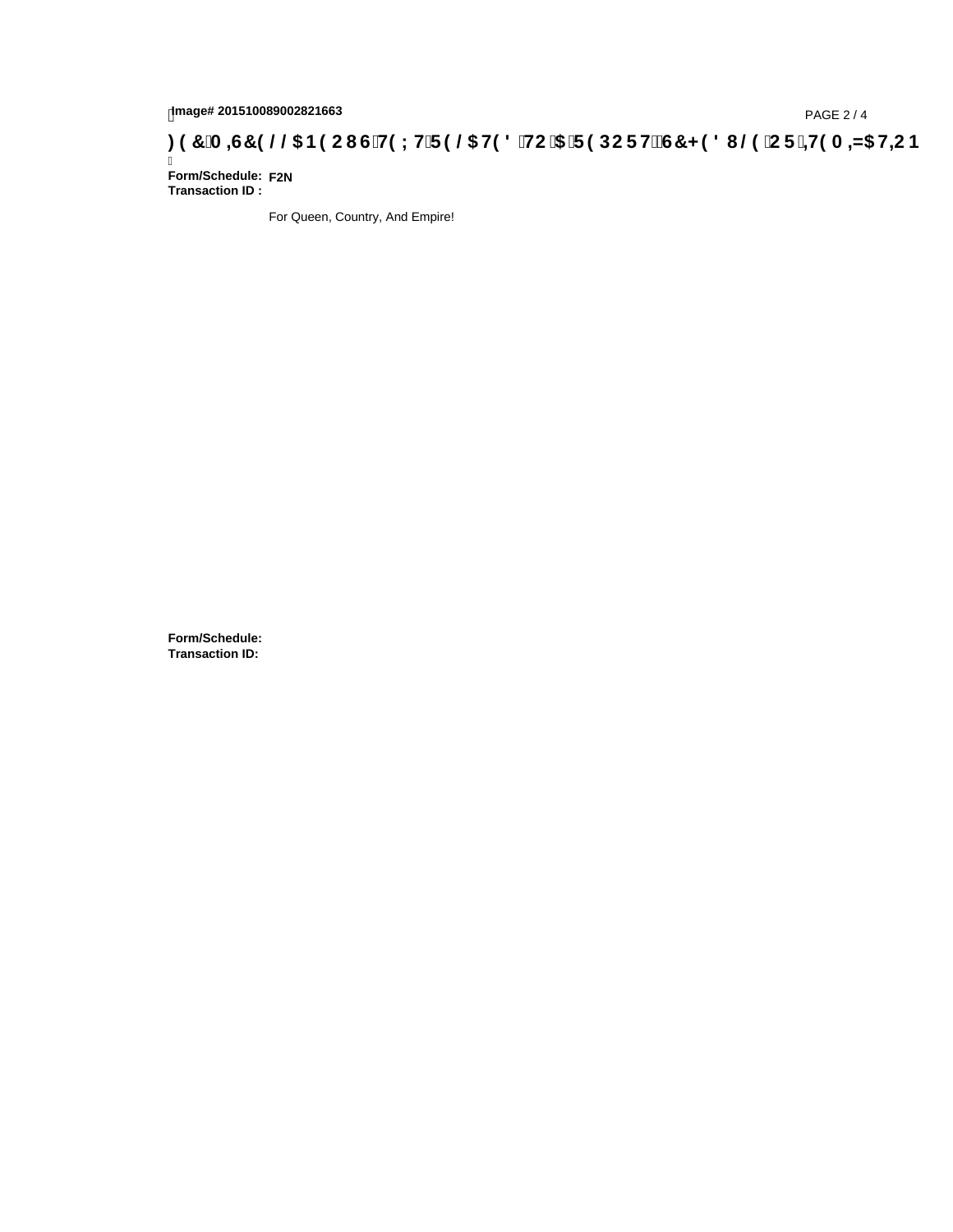Image# 201510089002821663

)(&0,6&(//$1(2867(;75(/$7('72$5(32576&+('8/(25,7(0,=$7,21

**Form/Schedule:** F2N
**Transaction ID :**

For Queen, Country, And Empire!

**Form/Schedule:**
**Transaction ID:**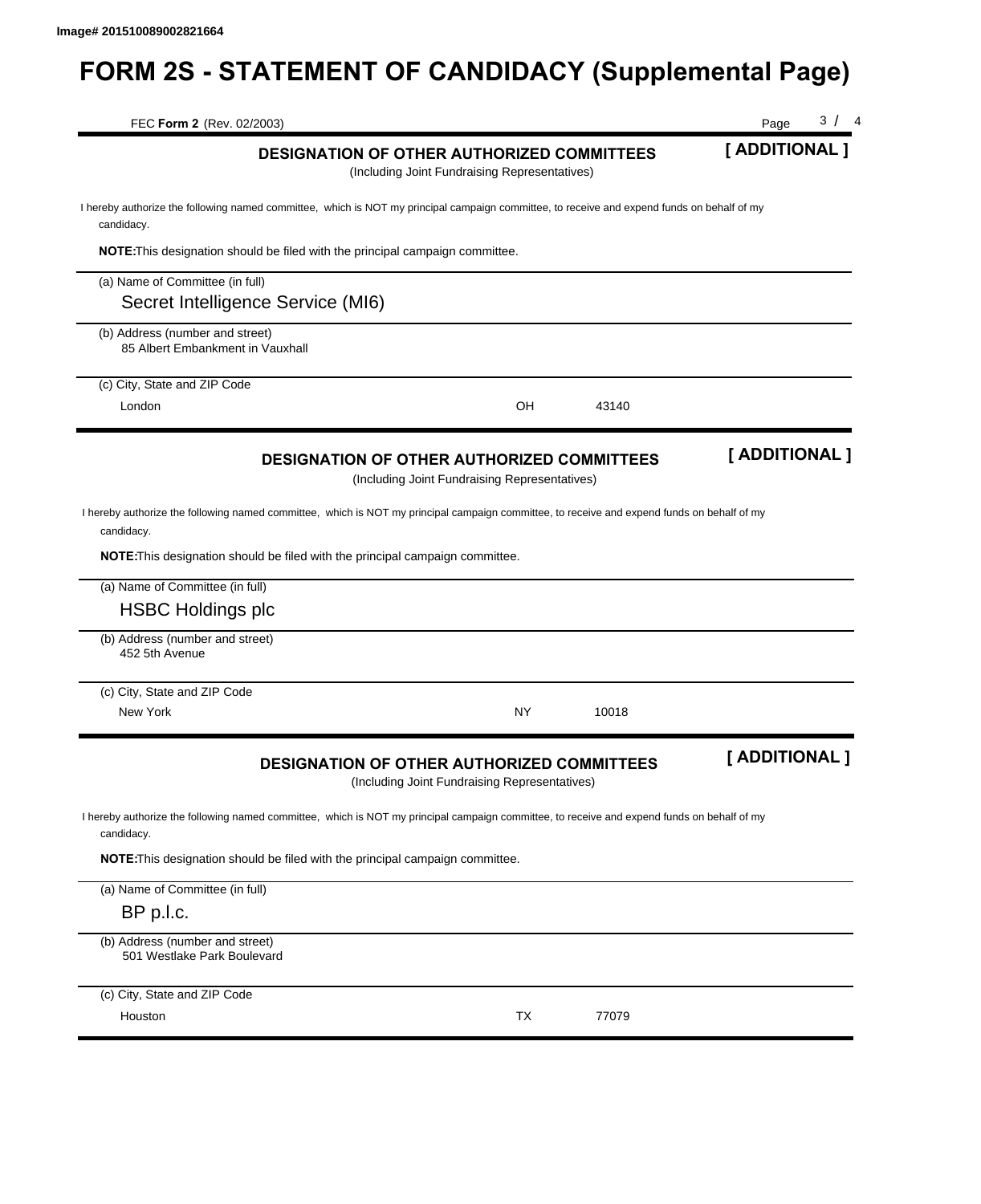Image# 201510089002821664

# FORM 2S - STATEMENT OF CANDIDACY (Supplemental Page)

FEC **Form 2** (Rev. 02/2003)

## DESIGNATION OF OTHER AUTHORIZED COMMITTEES

**[ ADDITIONAL ]**

(Including Joint Fundraising Representatives)

I hereby authorize the following named committee, which is NOT my principal campaign committee, to receive and expend funds on behalf of my candidacy.

**NOTE:** This designation should be filed with the principal campaign committee.

(a) Name of Committee (in full)

Secret Intelligence Service (MI6)

(b) Address (number and street)

85 Albert Embankment in Vauxhall

(c) City, State and ZIP Code

London OH 43140

## DESIGNATION OF OTHER AUTHORIZED COMMITTEES

**[ ADDITIONAL ]**

(Including Joint Fundraising Representatives)

I hereby authorize the following named committee, which is NOT my principal campaign committee, to receive and expend funds on behalf of my candidacy.

**NOTE:** This designation should be filed with the principal campaign committee.

(a) Name of Committee (in full)

HSBC Holdings plc

(b) Address (number and street)

452 5th Avenue

(c) City, State and ZIP Code

New York NY 10018

## DESIGNATION OF OTHER AUTHORIZED COMMITTEES

**[ ADDITIONAL ]**

(Including Joint Fundraising Representatives)

I hereby authorize the following named committee, which is NOT my principal campaign committee, to receive and expend funds on behalf of my candidacy.

**NOTE:** This designation should be filed with the principal campaign committee.

(a) Name of Committee (in full)

BP p.l.c.

(b) Address (number and street)

501 Westlake Park Boulevard

(c) City, State and ZIP Code

Houston TX 77079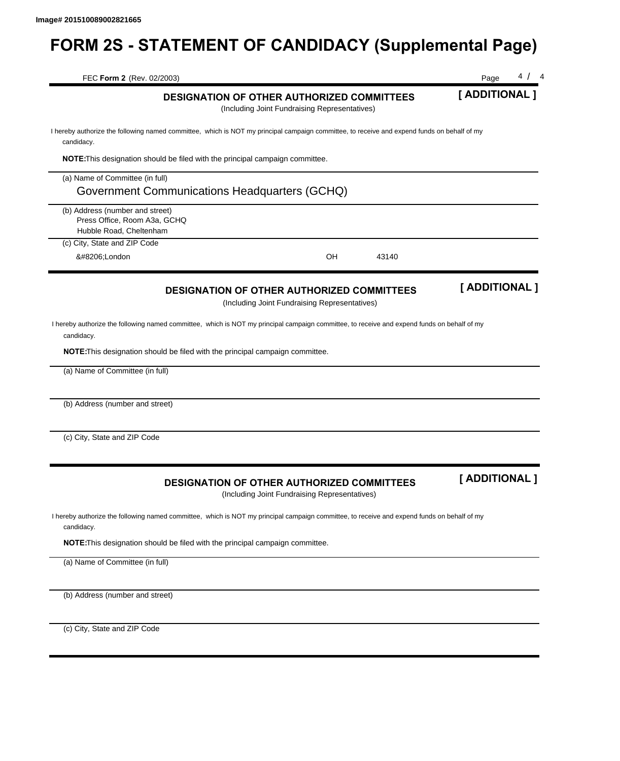Image# 201510089002821665

# FORM 2S - STATEMENT OF CANDIDACY (Supplemental Page)

FEC **Form 2** (Rev. 02/2003)

## DESIGNATION OF OTHER AUTHORIZED COMMITTEES

(Including Joint Fundraising Representatives)

**[ ADDITIONAL ]**

I hereby authorize the following named committee, which is NOT my principal campaign committee, to receive and expend funds on behalf of my candidacy.

**NOTE:** This designation should be filed with the principal campaign committee.

(a) Name of Committee (in full)

Government Communications Headquarters (GCHQ)

(b) Address (number and street)

Press Office, Room A3a, GCHQ
Hubble Road, Cheltenham

(c) City, State and ZIP Code

&#8206;London    OH    43140

## DESIGNATION OF OTHER AUTHORIZED COMMITTEES

(Including Joint Fundraising Representatives)

**[ ADDITIONAL ]**

I hereby authorize the following named committee, which is NOT my principal campaign committee, to receive and expend funds on behalf of my candidacy.

**NOTE:** This designation should be filed with the principal campaign committee.

(a) Name of Committee (in full)

(b) Address (number and street)

(c) City, State and ZIP Code

## DESIGNATION OF OTHER AUTHORIZED COMMITTEES

(Including Joint Fundraising Representatives)

**[ ADDITIONAL ]**

I hereby authorize the following named committee, which is NOT my principal campaign committee, to receive and expend funds on behalf of my candidacy.

**NOTE:** This designation should be filed with the principal campaign committee.

(a) Name of Committee (in full)

(b) Address (number and street)

(c) City, State and ZIP Code